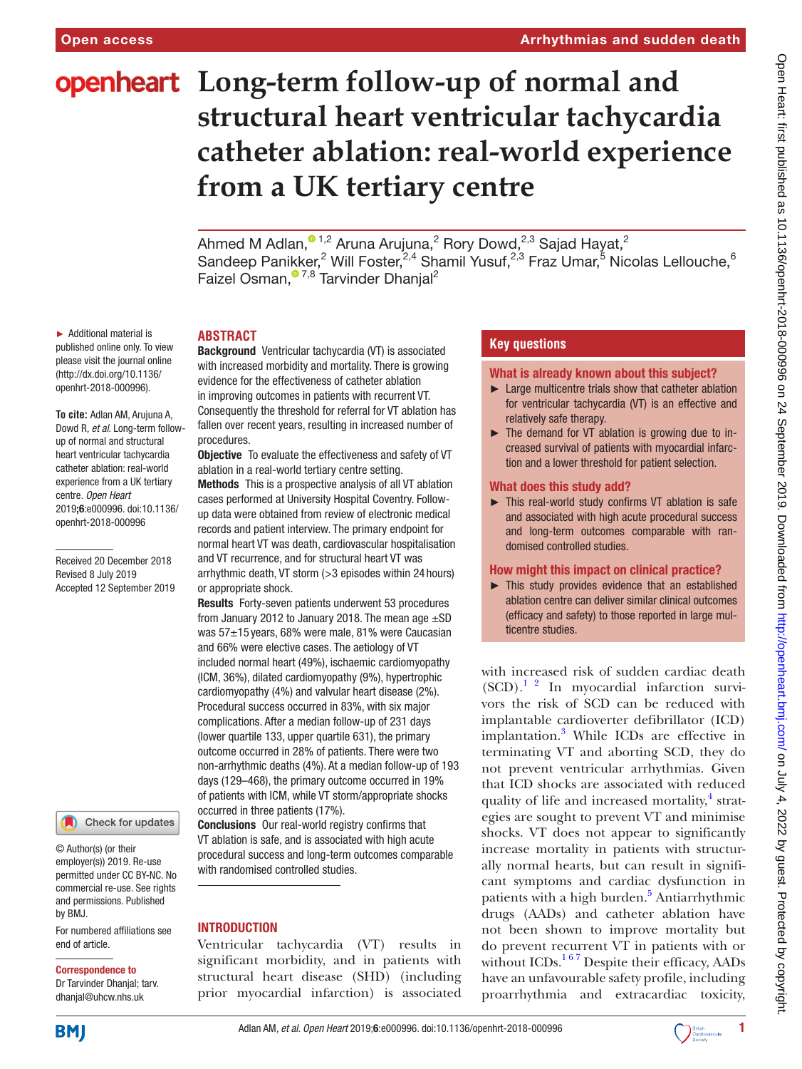# Long-term follow-up of normal and structural heart ventricular tachycardia catheter ablation: real-world experience from a UK tertiary centre

Ahmed M Adlan,[1,2] Aruna Arujuna,[2] Rory Dowd,[2,3] Sajad Hayat,[2] Sandeep Panikker,[2] Will Foster,[2,4] Shamil Yusuf,[2,3] Fraz Umar,[5] Nicolas Lellouche,[6] Faizel Osman,[7,8] Tarvinder Dhanjal[2]

► Additional material is published online only. To view please visit the journal online (http://dx.doi.org/10.1136/openhrt-2018-000996).

**To cite:** Adlan AM, Arujuna A, Dowd R, *et al*. Long-term follow-up of normal and structural heart ventricular tachycardia catheter ablation: real-world experience from a UK tertiary centre. *Open Heart* 2019;**6**:e000996. doi:10.1136/openhrt-2018-000996

Received 20 December 2018
Revised 8 July 2019
Accepted 12 September 2019

© Author(s) (or their employer(s)) 2019. Re-use permitted under CC BY-NC. No commercial re-use. See rights and permissions. Published by BMJ.

For numbered affiliations see end of article.

**Correspondence to**
Dr Tarvinder Dhanjal; tarv.dhanjal@uhcw.nhs.uk

## ABSTRACT

**Background** Ventricular tachycardia (VT) is associated with increased morbidity and mortality. There is growing evidence for the effectiveness of catheter ablation in improving outcomes in patients with recurrent VT. Consequently the threshold for referral for VT ablation has fallen over recent years, resulting in increased number of procedures.

**Objective** To evaluate the effectiveness and safety of VT ablation in a real-world tertiary centre setting.

**Methods** This is a prospective analysis of all VT ablation cases performed at University Hospital Coventry. Follow-up data were obtained from review of electronic medical records and patient interview. The primary endpoint for normal heart VT was death, cardiovascular hospitalisation and VT recurrence, and for structural heart VT was arrhythmic death, VT storm (>3 episodes within 24 hours) or appropriate shock.

**Results** Forty-seven patients underwent 53 procedures from January 2012 to January 2018. The mean age ±SD was 57±15 years, 68% were male, 81% were Caucasian and 66% were elective cases. The aetiology of VT included normal heart (49%), ischaemic cardiomyopathy (ICM, 36%), dilated cardiomyopathy (9%), hypertrophic cardiomyopathy (4%) and valvular heart disease (2%). Procedural success occurred in 83%, with six major complications. After a median follow-up of 231 days (lower quartile 133, upper quartile 631), the primary outcome occurred in 28% of patients. There were two non-arrhythmic deaths (4%). At a median follow-up of 193 days (129–468), the primary outcome occurred in 19% of patients with ICM, while VT storm/appropriate shocks occurred in three patients (17%).

**Conclusions** Our real-world registry confirms that VT ablation is safe, and is associated with high acute procedural success and long-term outcomes comparable with randomised controlled studies.

## Key questions

### What is already known about this subject?

- Large multicentre trials show that catheter ablation for ventricular tachycardia (VT) is an effective and relatively safe therapy.
- The demand for VT ablation is growing due to increased survival of patients with myocardial infarction and a lower threshold for patient selection.

### What does this study add?

- This real-world study confirms VT ablation is safe and associated with high acute procedural success and long-term outcomes comparable with randomised controlled studies.

### How might this impact on clinical practice?

- This study provides evidence that an established ablation centre can deliver similar clinical outcomes (efficacy and safety) to those reported in large multicentre studies.

## INTRODUCTION

Ventricular tachycardia (VT) results in significant morbidity, and in patients with structural heart disease (SHD) (including prior myocardial infarction) is associated with increased risk of sudden cardiac death (SCD).[1,2] In myocardial infarction survivors the risk of SCD can be reduced with implantable cardioverter defibrillator (ICD) implantation.[3] While ICDs are effective in terminating VT and aborting SCD, they do not prevent ventricular arrhythmias. Given that ICD shocks are associated with reduced quality of life and increased mortality,[4] strategies are sought to prevent VT and minimise shocks. VT does not appear to significantly increase mortality in patients with structurally normal hearts, but can result in significant symptoms and cardiac dysfunction in patients with a high burden.[5] Antiarrhythmic drugs (AADs) and catheter ablation have not been shown to improve mortality but do prevent recurrent VT in patients with or without ICDs.[1,6,7] Despite their efficacy, AADs have an unfavourable safety profile, including proarrhythmia and extracardiac toxicity,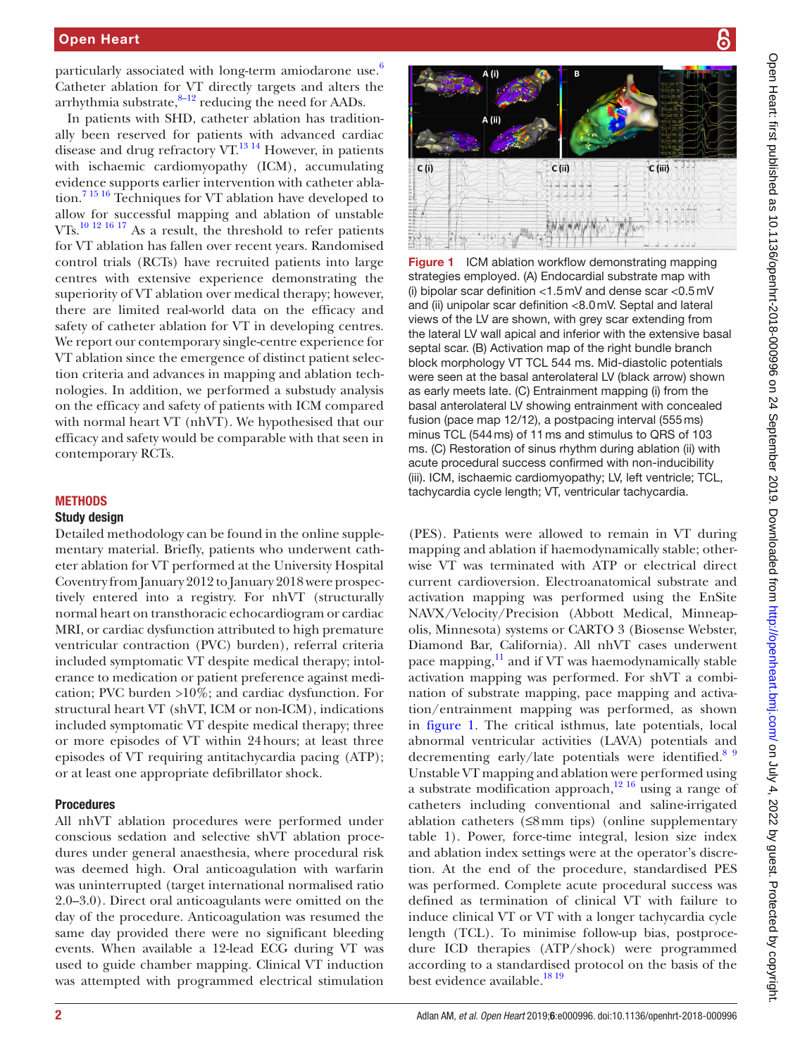particularly associated with long-term amiodarone use.[6] Catheter ablation for VT directly targets and alters the arrhythmia substrate,[8–12] reducing the need for AADs.

In patients with SHD, catheter ablation has traditionally been reserved for patients with advanced cardiac disease and drug refractory VT.[13 14] However, in patients with ischaemic cardiomyopathy (ICM), accumulating evidence supports earlier intervention with catheter ablation.[7 15 16] Techniques for VT ablation have developed to allow for successful mapping and ablation of unstable VTs.[10 12 16 17] As a result, the threshold to refer patients for VT ablation has fallen over recent years. Randomised control trials (RCTs) have recruited patients into large centres with extensive experience demonstrating the superiority of VT ablation over medical therapy; however, there are limited real-world data on the efficacy and safety of catheter ablation for VT in developing centres. We report our contemporary single-centre experience for VT ablation since the emergence of distinct patient selection criteria and advances in mapping and ablation technologies. In addition, we performed a substudy analysis on the efficacy and safety of patients with ICM compared with normal heart VT (nhVT). We hypothesised that our efficacy and safety would be comparable with that seen in contemporary RCTs.

## METHODS

### Study design

Detailed methodology can be found in the online supplementary material. Briefly, patients who underwent catheter ablation for VT performed at the University Hospital Coventry from January 2012 to January 2018 were prospectively entered into a registry. For nhVT (structurally normal heart on transthoracic echocardiogram or cardiac MRI, or cardiac dysfunction attributed to high premature ventricular contraction (PVC) burden), referral criteria included symptomatic VT despite medical therapy; intolerance to medication or patient preference against medication; PVC burden >10%; and cardiac dysfunction. For structural heart VT (shVT, ICM or non-ICM), indications included symptomatic VT despite medical therapy; three or more episodes of VT within 24 hours; at least three episodes of VT requiring antitachycardia pacing (ATP); or at least one appropriate defibrillator shock.

### Procedures

All nhVT ablation procedures were performed under conscious sedation and selective shVT ablation procedures under general anaesthesia, where procedural risk was deemed high. Oral anticoagulation with warfarin was uninterrupted (target international normalised ratio 2.0–3.0). Direct oral anticoagulants were omitted on the day of the procedure. Anticoagulation was resumed the same day provided there were no significant bleeding events. When available a 12-lead ECG during VT was used to guide chamber mapping. Clinical VT induction was attempted with programmed electrical stimulation (PES). Patients were allowed to remain in VT during mapping and ablation if haemodynamically stable; otherwise VT was terminated with ATP or electrical direct current cardioversion. Electroanatomical substrate and activation mapping was performed using the EnSite NAVX/Velocity/Precision (Abbott Medical, Minneapolis, Minnesota) systems or CARTO 3 (Biosense Webster, Diamond Bar, California). All nhVT cases underwent pace mapping,[11] and if VT was haemodynamically stable activation mapping was performed. For shVT a combination of substrate mapping, pace mapping and activation/entrainment mapping was performed, as shown in figure 1. The critical isthmus, late potentials, local abnormal ventricular activities (LAVA) potentials and decrementing early/late potentials were identified.[8 9] Unstable VT mapping and ablation were performed using a substrate modification approach,[12 16] using a range of catheters including conventional and saline-irrigated ablation catheters (≤8 mm tips) (online supplementary table 1). Power, force-time integral, lesion size index and ablation index settings were at the operator's discretion. At the end of the procedure, standardised PES was performed. Complete acute procedural success was defined as termination of clinical VT with failure to induce clinical VT or VT with a longer tachycardia cycle length (TCL). To minimise follow-up bias, postprocedure ICD therapies (ATP/shock) were programmed according to a standardised protocol on the basis of the best evidence available.[18 19]

Figure 1 ICM ablation workflow demonstrating mapping strategies employed. (A) Endocardial substrate map with (i) bipolar scar definition <1.5 mV and dense scar <0.5 mV and (ii) unipolar scar definition <8.0 mV. Septal and lateral views of the LV are shown, with grey scar extending from the lateral LV wall apical and inferior with the extensive basal septal scar. (B) Activation map of the right bundle branch block morphology VT TCL 544 ms. Mid-diastolic potentials were seen at the basal anterolateral LV (black arrow) shown as early meets late. (C) Entrainment mapping (i) from the basal anterolateral LV showing entrainment with concealed fusion (pace map 12/12), a postpacing interval (555 ms) minus TCL (544 ms) of 11 ms and stimulus to QRS of 103 ms. (C) Restoration of sinus rhythm during ablation (ii) with acute procedural success confirmed with non-inducibility (iii). ICM, ischaemic cardiomyopathy; LV, left ventricle; TCL, tachycardia cycle length; VT, ventricular tachycardia.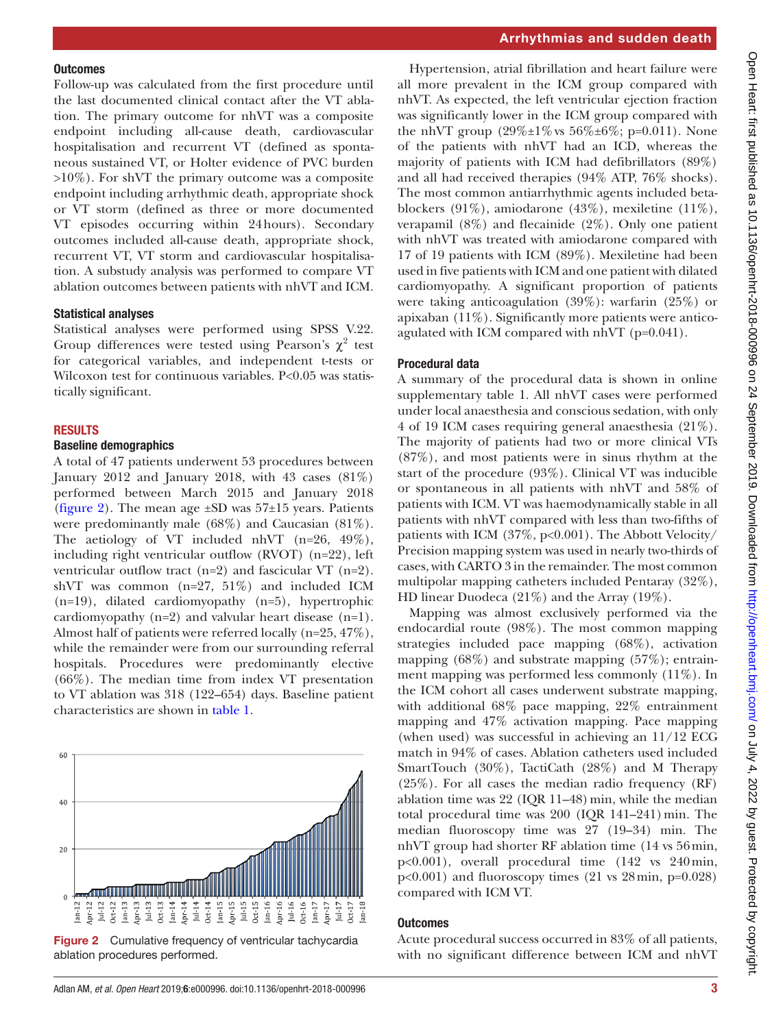## Outcomes

Follow-up was calculated from the first procedure until the last documented clinical contact after the VT ablation. The primary outcome for nhVT was a composite endpoint including all-cause death, cardiovascular hospitalisation and recurrent VT (defined as spontaneous sustained VT, or Holter evidence of PVC burden >10%). For shVT the primary outcome was a composite endpoint including arrhythmic death, appropriate shock or VT storm (defined as three or more documented VT episodes occurring within 24 hours). Secondary outcomes included all-cause death, appropriate shock, recurrent VT, VT storm and cardiovascular hospitalisation. A substudy analysis was performed to compare VT ablation outcomes between patients with nhVT and ICM.

## Statistical analyses

Statistical analyses were performed using SPSS V.22. Group differences were tested using Pearson's $\chi^2$ test for categorical variables, and independent t-tests or Wilcoxon test for continuous variables. P<0.05 was statistically significant.

## RESULTS

### Baseline demographics

A total of 47 patients underwent 53 procedures between January 2012 and January 2018, with 43 cases (81%) performed between March 2015 and January 2018 (figure 2). The mean age ±SD was 57±15 years. Patients were predominantly male (68%) and Caucasian (81%). The aetiology of VT included nhVT (n=26, 49%), including right ventricular outflow (RVOT) (n=22), left ventricular outflow tract (n=2) and fascicular VT (n=2). shVT was common (n=27, 51%) and included ICM (n=19), dilated cardiomyopathy (n=5), hypertrophic cardiomyopathy (n=2) and valvular heart disease (n=1). Almost half of patients were referred locally (n=25, 47%), while the remainder were from our surrounding referral hospitals. Procedures were predominantly elective (66%). The median time from index VT presentation to VT ablation was 318 (122–654) days. Baseline patient characteristics are shown in table 1.

Figure 2 Cumulative frequency of ventricular tachycardia ablation procedures performed.

Hypertension, atrial fibrillation and heart failure were all more prevalent in the ICM group compared with nhVT. As expected, the left ventricular ejection fraction was significantly lower in the ICM group compared with the nhVT group (29%±1% vs 56%±6%; p=0.011). None of the patients with nhVT had an ICD, whereas the majority of patients with ICM had defibrillators (89%) and all had received therapies (94% ATP, 76% shocks). The most common antiarrhythmic agents included beta-blockers (91%), amiodarone (43%), mexiletine (11%), verapamil (8%) and flecainide (2%). Only one patient with nhVT was treated with amiodarone compared with 17 of 19 patients with ICM (89%). Mexiletine had been used in five patients with ICM and one patient with dilated cardiomyopathy. A significant proportion of patients were taking anticoagulation (39%): warfarin (25%) or apixaban (11%). Significantly more patients were anticoagulated with ICM compared with nhVT (p=0.041).

### Procedural data

A summary of the procedural data is shown in online supplementary table 1. All nhVT cases were performed under local anaesthesia and conscious sedation, with only 4 of 19 ICM cases requiring general anaesthesia (21%). The majority of patients had two or more clinical VTs (87%), and most patients were in sinus rhythm at the start of the procedure (93%). Clinical VT was inducible or spontaneous in all patients with nhVT and 58% of patients with ICM. VT was haemodynamically stable in all patients with nhVT compared with less than two-fifths of patients with ICM (37%, p<0.001). The Abbott Velocity/Precision mapping system was used in nearly two-thirds of cases, with CARTO 3 in the remainder. The most common multipolar mapping catheters included Pentaray (32%), HD linear Duodeca (21%) and the Array (19%).

Mapping was almost exclusively performed via the endocardial route (98%). The most common mapping strategies included pace mapping (68%), activation mapping (68%) and substrate mapping (57%); entrainment mapping was performed less commonly (11%). In the ICM cohort all cases underwent substrate mapping, with additional 68% pace mapping, 22% entrainment mapping and 47% activation mapping. Pace mapping (when used) was successful in achieving an 11/12 ECG match in 94% of cases. Ablation catheters used included SmartTouch (30%), TactiCath (28%) and M Therapy (25%). For all cases the median radio frequency (RF) ablation time was 22 (IQR 11–48) min, while the median total procedural time was 200 (IQR 141–241) min. The median fluoroscopy time was 27 (19–34) min. The nhVT group had shorter RF ablation time (14 vs 56 min, p<0.001), overall procedural time (142 vs 240 min, p<0.001) and fluoroscopy times (21 vs 28 min, p=0.028) compared with ICM VT.

### Outcomes

Acute procedural success occurred in 83% of all patients, with no significant difference between ICM and nhVT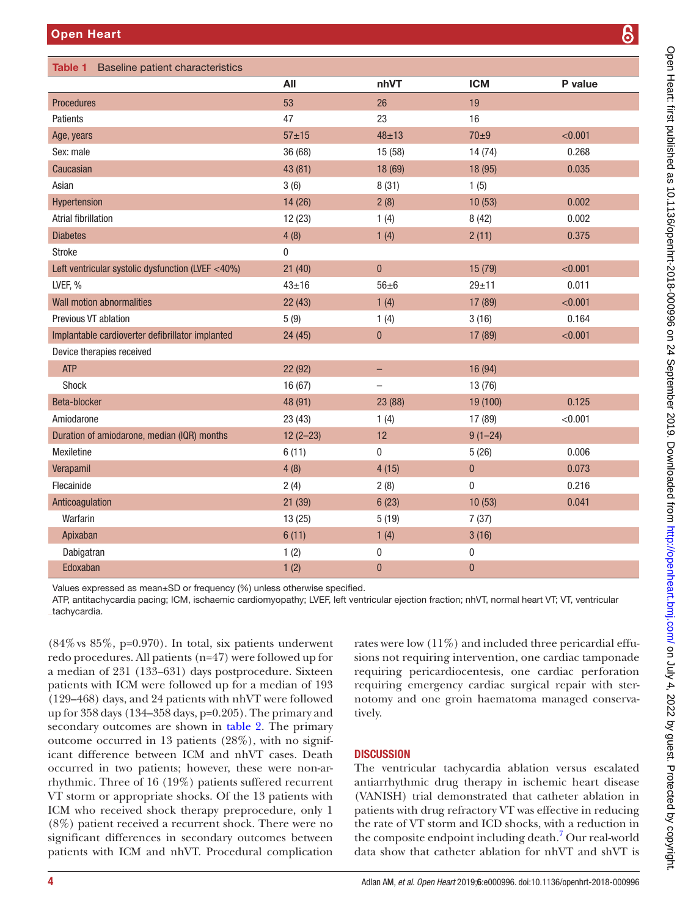**Table 1** Baseline patient characteristics

| | All | nhVT | ICM | P value |
|---|---|---|---|---|
| Procedures | 53 | 26 | 19 | |
| Patients | 47 | 23 | 16 | |
| Age, years | 57±15 | 48±13 | 70±9 | <0.001 |
| Sex: male | 36 (68) | 15 (58) | 14 (74) | 0.268 |
| Caucasian | 43 (81) | 18 (69) | 18 (95) | 0.035 |
| Asian | 3 (6) | 8 (31) | 1 (5) | |
| Hypertension | 14 (26) | 2 (8) | 10 (53) | 0.002 |
| Atrial fibrillation | 12 (23) | 1 (4) | 8 (42) | 0.002 |
| Diabetes | 4 (8) | 1 (4) | 2 (11) | 0.375 |
| Stroke | 0 | | | |
| Left ventricular systolic dysfunction (LVEF <40%) | 21 (40) | 0 | 15 (79) | <0.001 |
| LVEF, % | 43±16 | 56±6 | 29±11 | 0.011 |
| Wall motion abnormalities | 22 (43) | 1 (4) | 17 (89) | <0.001 |
| Previous VT ablation | 5 (9) | 1 (4) | 3 (16) | 0.164 |
| Implantable cardioverter defibrillator implanted | 24 (45) | 0 | 17 (89) | <0.001 |
| Device therapies received | | | | |
| ATP | 22 (92) | – | 16 (94) | |
| Shock | 16 (67) | – | 13 (76) | |
| Beta-blocker | 48 (91) | 23 (88) | 19 (100) | 0.125 |
| Amiodarone | 23 (43) | 1 (4) | 17 (89) | <0.001 |
| Duration of amiodarone, median (IQR) months | 12 (2–23) | 12 | 9 (1–24) | |
| Mexiletine | 6 (11) | 0 | 5 (26) | 0.006 |
| Verapamil | 4 (8) | 4 (15) | 0 | 0.073 |
| Flecainide | 2 (4) | 2 (8) | 0 | 0.216 |
| Anticoagulation | 21 (39) | 6 (23) | 10 (53) | 0.041 |
| Warfarin | 13 (25) | 5 (19) | 7 (37) | |
| Apixaban | 6 (11) | 1 (4) | 3 (16) | |
| Dabigatran | 1 (2) | 0 | 0 | |
| Edoxaban | 1 (2) | 0 | 0 | |

Values expressed as mean±SD or frequency (%) unless otherwise specified.
ATP, antitachycardia pacing; ICM, ischaemic cardiomyopathy; LVEF, left ventricular ejection fraction; nhVT, normal heart VT; VT, ventricular tachycardia.

(84% vs 85%, p=0.970). In total, six patients underwent redo procedures. All patients (n=47) were followed up for a median of 231 (133–631) days postprocedure. Sixteen patients with ICM were followed up for a median of 193 (129–468) days, and 24 patients with nhVT were followed up for 358 days (134–358 days, p=0.205). The primary and secondary outcomes are shown in table 2. The primary outcome occurred in 13 patients (28%), with no significant difference between ICM and nhVT cases. Death occurred in two patients; however, these were non-arrhythmic. Three of 16 (19%) patients suffered recurrent VT storm or appropriate shocks. Of the 13 patients with ICM who received shock therapy preprocedure, only 1 (8%) patient received a recurrent shock. There were no significant differences in secondary outcomes between patients with ICM and nhVT. Procedural complication rates were low (11%) and included three pericardial effusions not requiring intervention, one cardiac tamponade requiring pericardiocentesis, one cardiac perforation requiring emergency cardiac surgical repair with sternotomy and one groin haematoma managed conservatively.

## DISCUSSION

The ventricular tachycardia ablation versus escalated antiarrhythmic drug therapy in ischemic heart disease (VANISH) trial demonstrated that catheter ablation in patients with drug refractory VT was effective in reducing the rate of VT storm and ICD shocks, with a reduction in the composite endpoint including death.[7] Our real-world data show that catheter ablation for nhVT and shVT is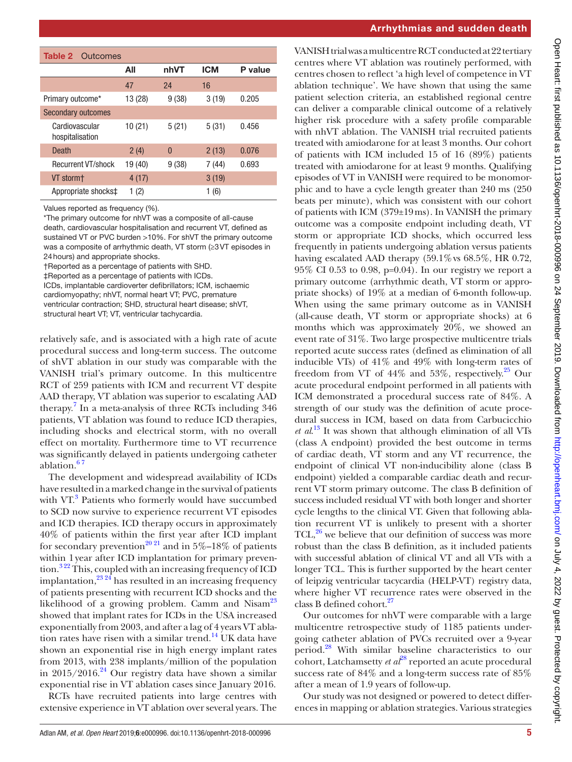**Table 2** Outcomes

| | All | nhVT | ICM | P value |
|---|---|---|---|---|
| | 47 | 24 | 16 | |
| Primary outcome* | 13 (28) | 9 (38) | 3 (19) | 0.205 |
| Secondary outcomes | | | | |
| Cardiovascular hospitalisation | 10 (21) | 5 (21) | 5 (31) | 0.456 |
| Death | 2 (4) | 0 | 2 (13) | 0.076 |
| Recurrent VT/shock | 19 (40) | 9 (38) | 7 (44) | 0.693 |
| VT storm† | 4 (17) | | 3 (19) | |
| Appropriate shocks‡ | 1 (2) | | 1 (6) | |

Values reported as frequency (%).
*The primary outcome for nhVT was a composite of all-cause death, cardiovascular hospitalisation and recurrent VT, defined as sustained VT or PVC burden >10%. For shVT the primary outcome was a composite of arrhythmic death, VT storm (≥3 VT episodes in 24 hours) and appropriate shocks.
†Reported as a percentage of patients with SHD.
‡Reported as a percentage of patients with ICDs.
ICDs, implantable cardioverter defibrillators; ICM, ischaemic cardiomyopathy; nhVT, normal heart VT; PVC, premature ventricular contraction; SHD, structural heart disease; shVT, structural heart VT; VT, ventricular tachycardia.

relatively safe, and is associated with a high rate of acute procedural success and long-term success. The outcome of shVT ablation in our study was comparable with the VANISH trial's primary outcome. In this multicentre RCT of 259 patients with ICM and recurrent VT despite AAD therapy, VT ablation was superior to escalating AAD therapy.[7] In a meta-analysis of three RCTs including 346 patients, VT ablation was found to reduce ICD therapies, including shocks and electrical storm, with no overall effect on mortality. Furthermore time to VT recurrence was significantly delayed in patients undergoing catheter ablation.[6 7]

The development and widespread availability of ICDs have resulted in a marked change in the survival of patients with VT.[3] Patients who formerly would have succumbed to SCD now survive to experience recurrent VT episodes and ICD therapies. ICD therapy occurs in approximately 40% of patients within the first year after ICD implant for secondary prevention[20 21] and in 5%–18% of patients within 1 year after ICD implantation for primary prevention.[3 22] This, coupled with an increasing frequency of ICD implantation,[23 24] has resulted in an increasing frequency of patients presenting with recurrent ICD shocks and the likelihood of a growing problem. Camm and Nisam[23] showed that implant rates for ICDs in the USA increased exponentially from 2003, and after a lag of 4 years VT ablation rates have risen with a similar trend.[14] UK data have shown an exponential rise in high energy implant rates from 2013, with 238 implants/million of the population in 2015/2016.[24] Our registry data have shown a similar exponential rise in VT ablation cases since January 2016.

RCTs have recruited patients into large centres with extensive experience in VT ablation over several years. The VANISH trial was a multicentre RCT conducted at 22 tertiary centres where VT ablation was routinely performed, with centres chosen to reflect 'a high level of competence in VT ablation technique'. We have shown that using the same patient selection criteria, an established regional centre can deliver a comparable clinical outcome of a relatively higher risk procedure with a safety profile comparable with nhVT ablation. The VANISH trial recruited patients treated with amiodarone for at least 3 months. Our cohort of patients with ICM included 15 of 16 (89%) patients treated with amiodarone for at least 9 months. Qualifying episodes of VT in VANISH were required to be monomorphic and to have a cycle length greater than 240 ms (250 beats per minute), which was consistent with our cohort of patients with ICM (379±19 ms). In VANISH the primary outcome was a composite endpoint including death, VT storm or appropriate ICD shocks, which occurred less frequently in patients undergoing ablation versus patients having escalated AAD therapy (59.1% vs 68.5%, HR 0.72, 95% CI 0.53 to 0.98, p=0.04). In our registry we report a primary outcome (arrhythmic death, VT storm or appropriate shocks) of 19% at a median of 6-month follow-up. When using the same primary outcome as in VANISH (all-cause death, VT storm or appropriate shocks) at 6 months which was approximately 20%, we showed an event rate of 31%. Two large prospective multicentre trials reported acute success rates (defined as elimination of all inducible VTs) of 41% and 49% with long-term rates of freedom from VT of 44% and 53%, respectively.[25] Our acute procedural endpoint performed in all patients with ICM demonstrated a procedural success rate of 84%. A strength of our study was the definition of acute procedural success in ICM, based on data from Carbucicchio *et al*.[13] It was shown that although elimination of all VTs (class A endpoint) provided the best outcome in terms of cardiac death, VT storm and any VT recurrence, the endpoint of clinical VT non-inducibility alone (class B endpoint) yielded a comparable cardiac death and recurrent VT storm primary outcome. The class B definition of success included residual VT with both longer and shorter cycle lengths to the clinical VT. Given that following ablation recurrent VT is unlikely to present with a shorter TCL,[26] we believe that our definition of success was more robust than the class B definition, as it included patients with successful ablation of clinical VT and all VTs with a longer TCL. This is further supported by the heart center of leipzig ventricular tacycardia (HELP-VT) registry data, where higher VT recurrence rates were observed in the class B defined cohort.[27]

Our outcomes for nhVT were comparable with a large multicentre retrospective study of 1185 patients undergoing catheter ablation of PVCs recruited over a 9-year period.[28] With similar baseline characteristics to our cohort, Latchamsetty *et al*[28] reported an acute procedural success rate of 84% and a long-term success rate of 85% after a mean of 1.9 years of follow-up.

Our study was not designed or powered to detect differences in mapping or ablation strategies. Various strategies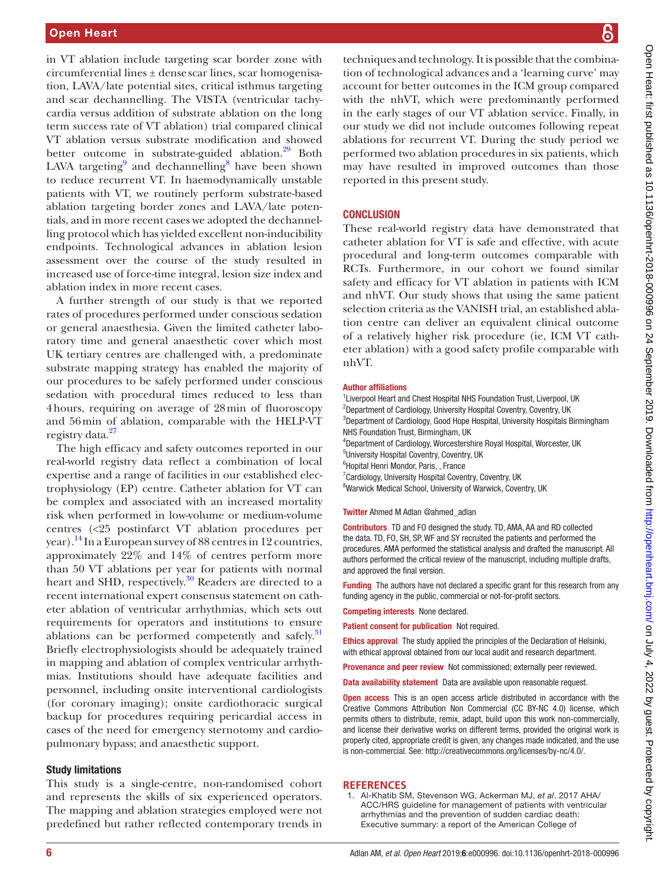in VT ablation include targeting scar border zone with circumferential lines ± dense scar lines, scar homogenisation, LAVA/late potential sites, critical isthmus targeting and scar dechannelling. The VISTA (ventricular tachycardia versus addition of substrate ablation on the long term success rate of VT ablation) trial compared clinical VT ablation versus substrate modification and showed better outcome in substrate-guided ablation.[29] Both LAVA targeting[9] and dechannelling[8] have been shown to reduce recurrent VT. In haemodynamically unstable patients with VT, we routinely perform substrate-based ablation targeting border zones and LAVA/late potentials, and in more recent cases we adopted the dechannelling protocol which has yielded excellent non-inducibility endpoints. Technological advances in ablation lesion assessment over the course of the study resulted in increased use of force-time integral, lesion size index and ablation index in more recent cases.

A further strength of our study is that we reported rates of procedures performed under conscious sedation or general anaesthesia. Given the limited catheter laboratory time and general anaesthetic cover which most UK tertiary centres are challenged with, a predominate substrate mapping strategy has enabled the majority of our procedures to be safely performed under conscious sedation with procedural times reduced to less than 4 hours, requiring on average of 28 min of fluoroscopy and 56 min of ablation, comparable with the HELP-VT registry data.[27]

The high efficacy and safety outcomes reported in our real-world registry data reflect a combination of local expertise and a range of facilities in our established electrophysiology (EP) centre. Catheter ablation for VT can be complex and associated with an increased mortality risk when performed in low-volume or medium-volume centres (<25 postinfarct VT ablation procedures per year).[14] In a European survey of 88 centres in 12 countries, approximately 22% and 14% of centres perform more than 50 VT ablations per year for patients with normal heart and SHD, respectively.[30] Readers are directed to a recent international expert consensus statement on catheter ablation of ventricular arrhythmias, which sets out requirements for operators and institutions to ensure ablations can be performed competently and safely.[31] Briefly electrophysiologists should be adequately trained in mapping and ablation of complex ventricular arrhythmias. Institutions should have adequate facilities and personnel, including onsite interventional cardiologists (for coronary imaging); onsite cardiothoracic surgical backup for procedures requiring pericardial access in cases of the need for emergency sternotomy and cardiopulmonary bypass; and anaesthetic support.

### Study limitations

This study is a single-centre, non-randomised cohort and represents the skills of six experienced operators. The mapping and ablation strategies employed were not predefined but rather reflected contemporary trends in techniques and technology. It is possible that the combination of technological advances and a 'learning curve' may account for better outcomes in the ICM group compared with the nhVT, which were predominantly performed in the early stages of our VT ablation service. Finally, in our study we did not include outcomes following repeat ablations for recurrent VT. During the study period we performed two ablation procedures in six patients, which may have resulted in improved outcomes than those reported in this present study.

## CONCLUSION

These real-world registry data have demonstrated that catheter ablation for VT is safe and effective, with acute procedural and long-term outcomes comparable with RCTs. Furthermore, in our cohort we found similar safety and efficacy for VT ablation in patients with ICM and nhVT. Our study shows that using the same patient selection criteria as the VANISH trial, an established ablation centre can deliver an equivalent clinical outcome of a relatively higher risk procedure (ie, ICM VT catheter ablation) with a good safety profile comparable with nhVT.

**Author affiliations**
[1]Liverpool Heart and Chest Hospital NHS Foundation Trust, Liverpool, UK
[2]Department of Cardiology, University Hospital Coventry, Coventry, UK
[3]Department of Cardiology, Good Hope Hospital, University Hospitals Birmingham NHS Foundation Trust, Birmingham, UK
[4]Department of Cardiology, Worcestershire Royal Hospital, Worcester, UK
[5]University Hospital Coventry, Coventry, UK
[6]Hopital Henri Mondor, Paris, , France
[7]Cardiology, University Hospital Coventry, Coventry, UK
[8]Warwick Medical School, University of Warwick, Coventry, UK

**Twitter** Ahmed M Adlan @ahmed_adlan

**Contributors** TD and FO designed the study. TD, AMA, AA and RD collected the data. TD, FO, SH, SP, WF and SY recruited the patients and performed the procedures. AMA performed the statistical analysis and drafted the manuscript. All authors performed the critical review of the manuscript, including multiple drafts, and approved the final version.

**Funding** The authors have not declared a specific grant for this research from any funding agency in the public, commercial or not-for-profit sectors.

**Competing interests** None declared.

**Patient consent for publication** Not required.

**Ethics approval** The study applied the principles of the Declaration of Helsinki, with ethical approval obtained from our local audit and research department.

**Provenance and peer review** Not commissioned; externally peer reviewed.

**Data availability statement** Data are available upon reasonable request.

**Open access** This is an open access article distributed in accordance with the Creative Commons Attribution Non Commercial (CC BY-NC 4.0) license, which permits others to distribute, remix, adapt, build upon this work non-commercially, and license their derivative works on different terms, provided the original work is properly cited, appropriate credit is given, any changes made indicated, and the use is non-commercial. See: http://creativecommons.org/licenses/by-nc/4.0/.

## REFERENCES

1. Al-Khatib SM, Stevenson WG, Ackerman MJ, *et al*. 2017 AHA/ACC/HRS guideline for management of patients with ventricular arrhythmias and the prevention of sudden cardiac death: Executive summary: a report of the American College of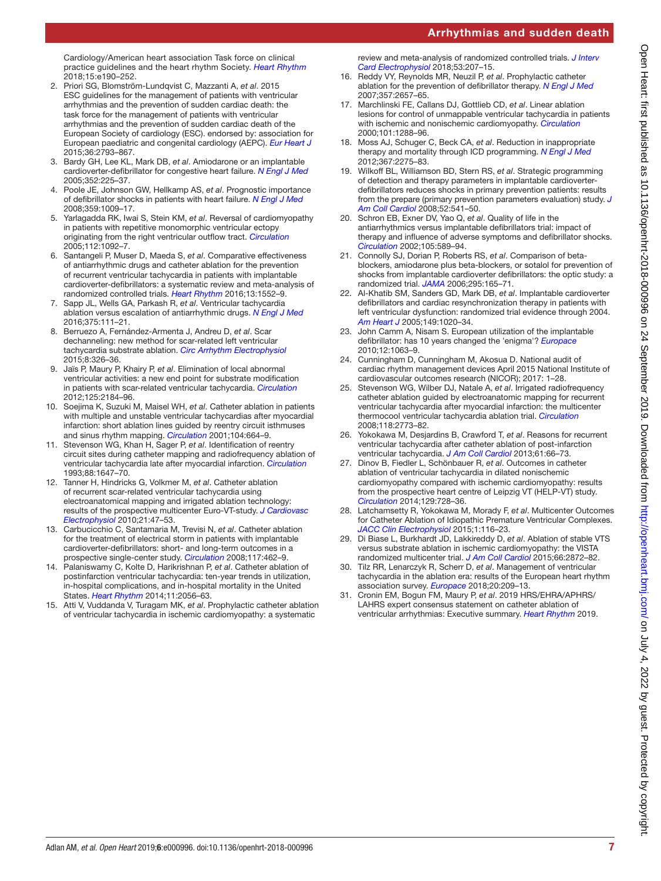Cardiology/American heart association Task force on clinical practice guidelines and the heart rhythm Society. *Heart Rhythm* 2018;15:e190–252.

2. Priori SG, Blomström-Lundqvist C, Mazzanti A, *et al*. 2015 ESC guidelines for the management of patients with ventricular arrhythmias and the prevention of sudden cardiac death: the task force for the management of patients with ventricular arrhythmias and the prevention of sudden cardiac death of the European Society of cardiology (ESC). endorsed by: association for European paediatric and congenital cardiology (AEPC). *Eur Heart J* 2015;36:2793–867.
3. Bardy GH, Lee KL, Mark DB, *et al*. Amiodarone or an implantable cardioverter-defibrillator for congestive heart failure. *N Engl J Med* 2005;352:225–37.
4. Poole JE, Johnson GW, Hellkamp AS, *et al*. Prognostic importance of defibrillator shocks in patients with heart failure. *N Engl J Med* 2008;359:1009–17.
5. Yarlagadda RK, Iwai S, Stein KM, *et al*. Reversal of cardiomyopathy in patients with repetitive monomorphic ventricular ectopy originating from the right ventricular outflow tract. *Circulation* 2005;112:1092–7.
6. Santangeli P, Muser D, Maeda S, *et al*. Comparative effectiveness of antiarrhythmic drugs and catheter ablation for the prevention of recurrent ventricular tachycardia in patients with implantable cardioverter-defibrillators: a systematic review and meta-analysis of randomized controlled trials. *Heart Rhythm* 2016;13:1552–9.
7. Sapp JL, Wells GA, Parkash R, *et al*. Ventricular tachycardia ablation versus escalation of antiarrhythmic drugs. *N Engl J Med* 2016;375:111–21.
8. Berruezo A, Fernández-Armenta J, Andreu D, *et al*. Scar dechanneling: new method for scar-related left ventricular tachycardia substrate ablation. *Circ Arrhythm Electrophysiol* 2015;8:326–36.
9. Jaïs P, Maury P, Khairy P, *et al*. Elimination of local abnormal ventricular activities: a new end point for substrate modification in patients with scar-related ventricular tachycardia. *Circulation* 2012;125:2184–96.
10. Soejima K, Suzuki M, Maisel WH, *et al*. Catheter ablation in patients with multiple and unstable ventricular tachycardias after myocardial infarction: short ablation lines guided by reentry circuit isthmuses and sinus rhythm mapping. *Circulation* 2001;104:664–9.
11. Stevenson WG, Khan H, Sager P, *et al*. Identification of reentry circuit sites during catheter mapping and radiofrequency ablation of ventricular tachycardia late after myocardial infarction. *Circulation* 1993;88:1647–70.
12. Tanner H, Hindricks G, Volkmer M, *et al*. Catheter ablation of recurrent scar-related ventricular tachycardia using electroanatomical mapping and irrigated ablation technology: results of the prospective multicenter Euro-VT-study. *J Cardiovasc Electrophysiol* 2010;21:47–53.
13. Carbucicchio C, Santamaria M, Trevisi N, *et al*. Catheter ablation for the treatment of electrical storm in patients with implantable cardioverter-defibrillators: short- and long-term outcomes in a prospective single-center study. *Circulation* 2008;117:462–9.
14. Palaniswamy C, Kolte D, Harikrishnan P, *et al*. Catheter ablation of postinfarction ventricular tachycardia: ten-year trends in utilization, in-hospital complications, and in-hospital mortality in the United States. *Heart Rhythm* 2014;11:2056–63.
15. Atti V, Vuddanda V, Turagam MK, *et al*. Prophylactic catheter ablation of ventricular tachycardia in ischemic cardiomyopathy: a systematic review and meta-analysis of randomized controlled trials. *J Interv Card Electrophysiol* 2018;53:207–15.
16. Reddy VY, Reynolds MR, Neuzil P, *et al*. Prophylactic catheter ablation for the prevention of defibrillator therapy. *N Engl J Med* 2007;357:2657–65.
17. Marchlinski FE, Callans DJ, Gottlieb CD, *et al*. Linear ablation lesions for control of unmappable ventricular tachycardia in patients with ischemic and nonischemic cardiomyopathy. *Circulation* 2000;101:1288–96.
18. Moss AJ, Schuger C, Beck CA, *et al*. Reduction in inappropriate therapy and mortality through ICD programming. *N Engl J Med* 2012;367:2275–83.
19. Wilkoff BL, Williamson BD, Stern RS, *et al*. Strategic programming of detection and therapy parameters in implantable cardioverter-defibrillators reduces shocks in primary prevention patients: results from the prepare (primary prevention parameters evaluation) study. *J Am Coll Cardiol* 2008;52:541–50.
20. Schron EB, Exner DV, Yao Q, *et al*. Quality of life in the antiarrhythmics versus implantable defibrillators trial: impact of therapy and influence of adverse symptoms and defibrillator shocks. *Circulation* 2002;105:589–94.
21. Connolly SJ, Dorian P, Roberts RS, *et al*. Comparison of beta-blockers, amiodarone plus beta-blockers, or sotalol for prevention of shocks from implantable cardioverter defibrillators: the optic study: a randomized trial. *JAMA* 2006;295:165–71.
22. Al-Khatib SM, Sanders GD, Mark DB, *et al*. Implantable cardioverter defibrillators and cardiac resynchronization therapy in patients with left ventricular dysfunction: randomized trial evidence through 2004. *Am Heart J* 2005;149:1020–34.
23. John Camm A, Nisam S. European utilization of the implantable defibrillator: has 10 years changed the 'enigma'? *Europace* 2010;12:1063–9.
24. Cunningham D, Cunningham M, Akosua D. National audit of cardiac rhythm management devices April 2015 National Institute of cardiovascular outcomes research (NICOR); 2017: 1–28.
25. Stevenson WG, Wilber DJ, Natale A, *et al*. Irrigated radiofrequency catheter ablation guided by electroanatomic mapping for recurrent ventricular tachycardia after myocardial infarction: the multicenter thermocool ventricular tachycardia ablation trial. *Circulation* 2008;118:2773–82.
26. Yokokawa M, Desjardins B, Crawford T, *et al*. Reasons for recurrent ventricular tachycardia after catheter ablation of post-infarction ventricular tachycardia. *J Am Coll Cardiol* 2013;61:66–73.
27. Dinov B, Fiedler L, Schönbauer R, *et al*. Outcomes in catheter ablation of ventricular tachycardia in dilated nonischemic cardiomyopathy compared with ischemic cardiomyopathy: results from the prospective heart centre of Leipzig VT (HELP-VT) study. *Circulation* 2014;129:728–36.
28. Latchamsetty R, Yokokawa M, Morady F, *et al*. Multicenter Outcomes for Catheter Ablation of Idiopathic Premature Ventricular Complexes. *JACC Clin Electrophysiol* 2015;1:116–23.
29. Di Biase L, Burkhardt JD, Lakkireddy D, *et al*. Ablation of stable VTS versus substrate ablation in ischemic cardiomyopathy: the VISTA randomized multicenter trial. *J Am Coll Cardiol* 2015;66:2872–82.
30. Tilz RR, Lenarczyk R, Scherr D, *et al*. Management of ventricular tachycardia in the ablation era: results of the European heart rhythm association survey. *Europace* 2018;20:209–13.
31. Cronin EM, Bogun FM, Maury P, *et al*. 2019 HRS/EHRA/APHRS/LAHRS expert consensus statement on catheter ablation of ventricular arrhythmias: Executive summary. *Heart Rhythm* 2019.